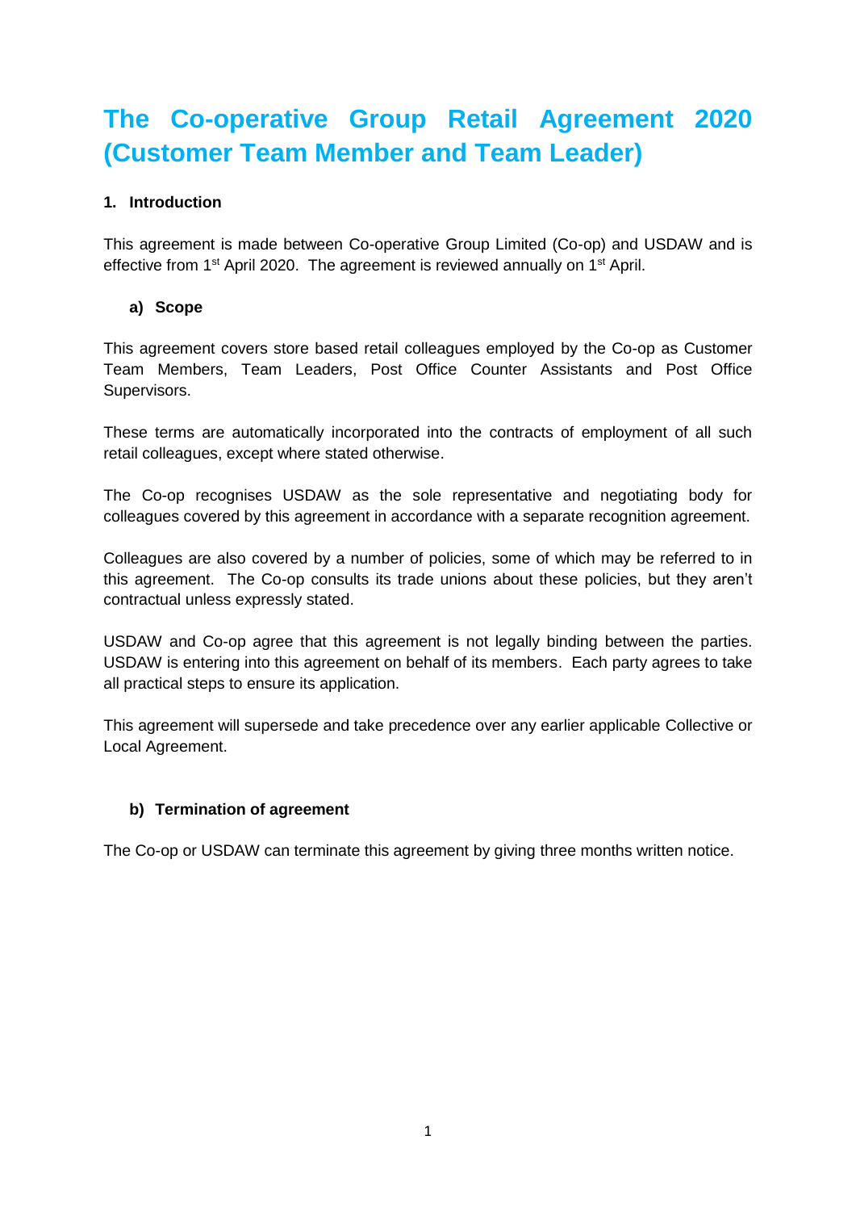# The Co-operative Group Retail Agreement 2020 (Customer Team Member and Team Leader)

## 1. Introduction

This agreement is made between Co-operative Group Limited (Co-op) and USDAW and is effective from 1st April 2020. The agreement is reviewed annually on 1st April.

### a) Scope

This agreement covers store based retail colleagues employed by the Co-op as Customer Team Members, Team Leaders, Post Office Counter Assistants and Post Office Supervisors.

These terms are automatically incorporated into the contracts of employment of all such retail colleagues, except where stated otherwise.

The Co-op recognises USDAW as the sole representative and negotiating body for colleagues covered by this agreement in accordance with a separate recognition agreement.

Colleagues are also covered by a number of policies, some of which may be referred to in this agreement. The Co-op consults its trade unions about these policies, but they aren't contractual unless expressly stated.

USDAW and Co-op agree that this agreement is not legally binding between the parties. USDAW is entering into this agreement on behalf of its members. Each party agrees to take all practical steps to ensure its application.

This agreement will supersede and take precedence over any earlier applicable Collective or Local Agreement.

### b) Termination of agreement

The Co-op or USDAW can terminate this agreement by giving three months written notice.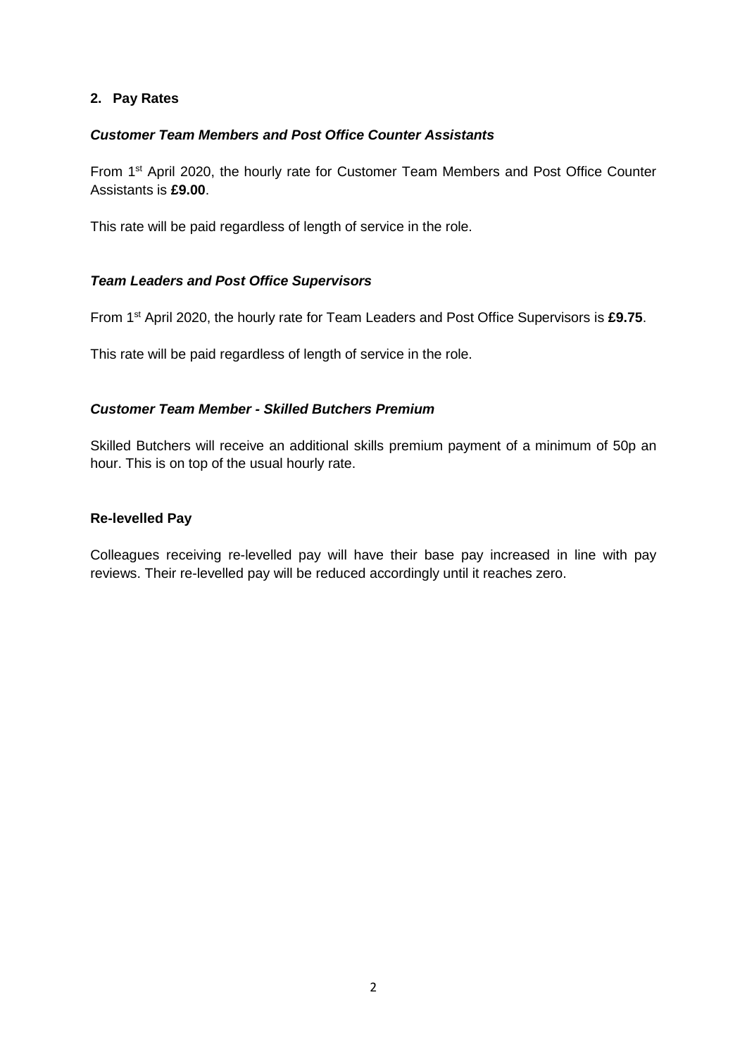## 2. Pay Rates

### *Customer Team Members and Post Office Counter Assistants*

From 1st April 2020, the hourly rate for Customer Team Members and Post Office Counter Assistants is **£9.00**.

This rate will be paid regardless of length of service in the role.

### *Team Leaders and Post Office Supervisors*

From 1st April 2020, the hourly rate for Team Leaders and Post Office Supervisors is **£9.75**.

This rate will be paid regardless of length of service in the role.

### *Customer Team Member - Skilled Butchers Premium*

Skilled Butchers will receive an additional skills premium payment of a minimum of 50p an hour. This is on top of the usual hourly rate.

### Re-levelled Pay

Colleagues receiving re-levelled pay will have their base pay increased in line with pay reviews. Their re-levelled pay will be reduced accordingly until it reaches zero.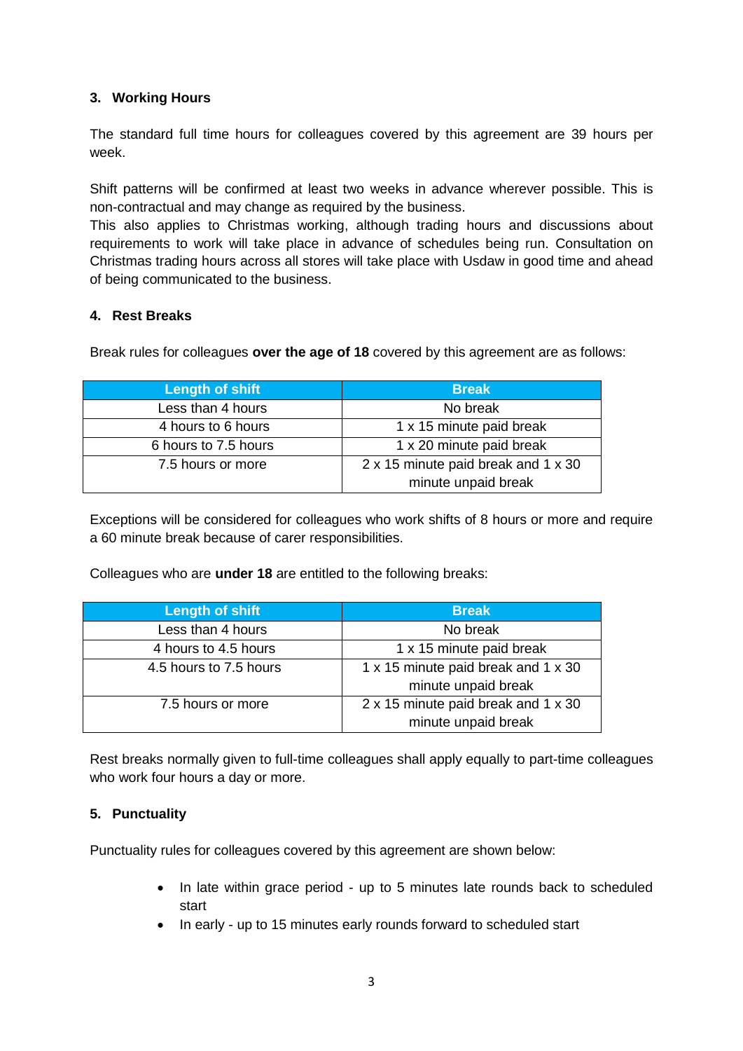### 3. Working Hours

The standard full time hours for colleagues covered by this agreement are 39 hours per week.

Shift patterns will be confirmed at least two weeks in advance wherever possible. This is non-contractual and may change as required by the business.
This also applies to Christmas working, although trading hours and discussions about requirements to work will take place in advance of schedules being run. Consultation on Christmas trading hours across all stores will take place with Usdaw in good time and ahead of being communicated to the business.

### 4. Rest Breaks

Break rules for colleagues **over the age of 18** covered by this agreement are as follows:

| Length of shift | Break |
|---|---|
| Less than 4 hours | No break |
| 4 hours to 6 hours | 1 x 15 minute paid break |
| 6 hours to 7.5 hours | 1 x 20 minute paid break |
| 7.5 hours or more | 2 x 15 minute paid break and 1 x 30 minute unpaid break |

Exceptions will be considered for colleagues who work shifts of 8 hours or more and require a 60 minute break because of carer responsibilities.

Colleagues who are **under 18** are entitled to the following breaks:

| Length of shift | Break |
|---|---|
| Less than 4 hours | No break |
| 4 hours to 4.5 hours | 1 x 15 minute paid break |
| 4.5 hours to 7.5 hours | 1 x 15 minute paid break and 1 x 30 minute unpaid break |
| 7.5 hours or more | 2 x 15 minute paid break and 1 x 30 minute unpaid break |

Rest breaks normally given to full-time colleagues shall apply equally to part-time colleagues who work four hours a day or more.

### 5. Punctuality

Punctuality rules for colleagues covered by this agreement are shown below:

- In late within grace period - up to 5 minutes late rounds back to scheduled start
- In early - up to 15 minutes early rounds forward to scheduled start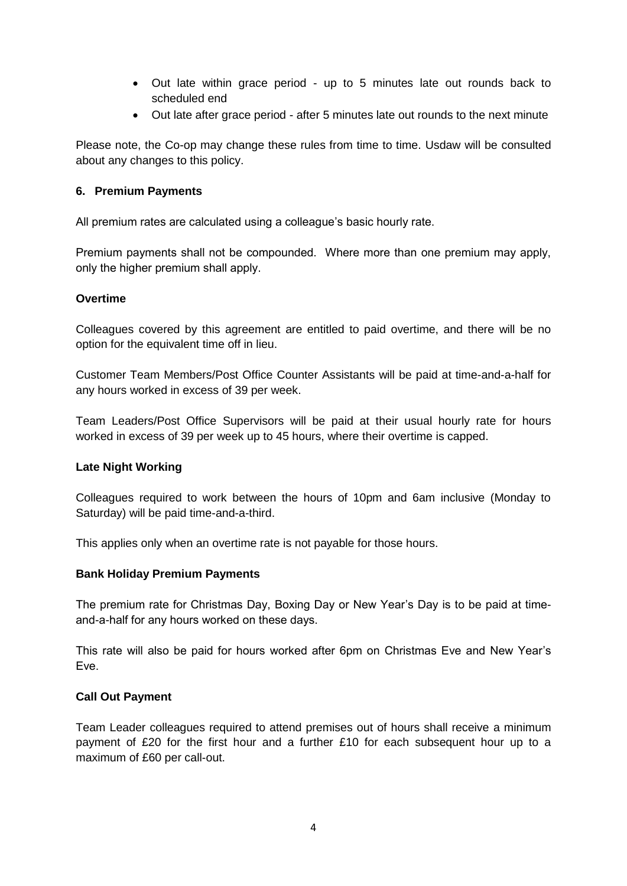- Out late within grace period - up to 5 minutes late out rounds back to scheduled end
- Out late after grace period - after 5 minutes late out rounds to the next minute

Please note, the Co-op may change these rules from time to time. Usdaw will be consulted about any changes to this policy.

## 6. Premium Payments

All premium rates are calculated using a colleague's basic hourly rate.

Premium payments shall not be compounded. Where more than one premium may apply, only the higher premium shall apply.

### Overtime

Colleagues covered by this agreement are entitled to paid overtime, and there will be no option for the equivalent time off in lieu.

Customer Team Members/Post Office Counter Assistants will be paid at time-and-a-half for any hours worked in excess of 39 per week.

Team Leaders/Post Office Supervisors will be paid at their usual hourly rate for hours worked in excess of 39 per week up to 45 hours, where their overtime is capped.

### Late Night Working

Colleagues required to work between the hours of 10pm and 6am inclusive (Monday to Saturday) will be paid time-and-a-third.

This applies only when an overtime rate is not payable for those hours.

### Bank Holiday Premium Payments

The premium rate for Christmas Day, Boxing Day or New Year's Day is to be paid at time-and-a-half for any hours worked on these days.

This rate will also be paid for hours worked after 6pm on Christmas Eve and New Year's Eve.

### Call Out Payment

Team Leader colleagues required to attend premises out of hours shall receive a minimum payment of £20 for the first hour and a further £10 for each subsequent hour up to a maximum of £60 per call-out.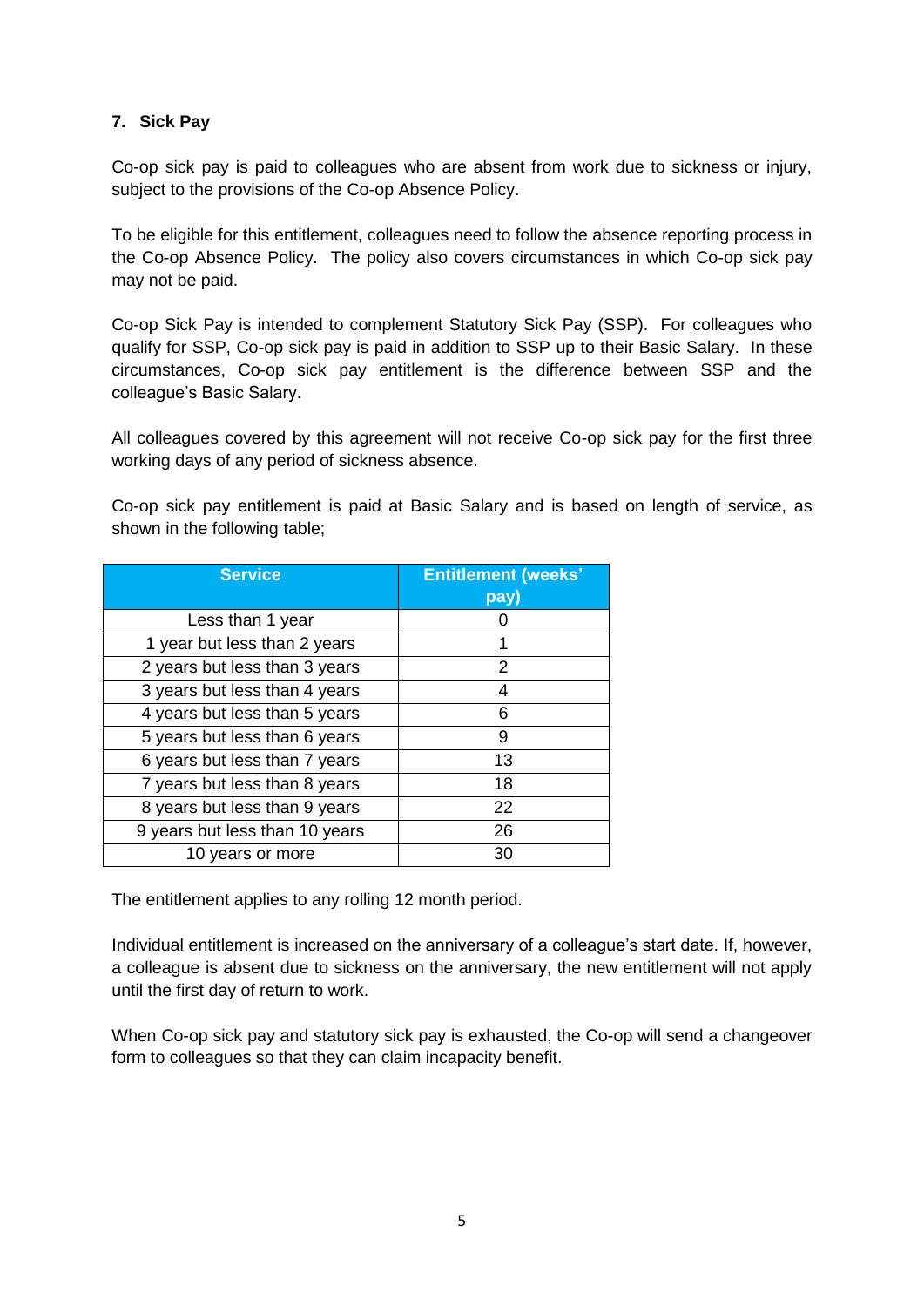## 7. Sick Pay

Co-op sick pay is paid to colleagues who are absent from work due to sickness or injury, subject to the provisions of the Co-op Absence Policy.

To be eligible for this entitlement, colleagues need to follow the absence reporting process in the Co-op Absence Policy. The policy also covers circumstances in which Co-op sick pay may not be paid.

Co-op Sick Pay is intended to complement Statutory Sick Pay (SSP). For colleagues who qualify for SSP, Co-op sick pay is paid in addition to SSP up to their Basic Salary. In these circumstances, Co-op sick pay entitlement is the difference between SSP and the colleague's Basic Salary.

All colleagues covered by this agreement will not receive Co-op sick pay for the first three working days of any period of sickness absence.

Co-op sick pay entitlement is paid at Basic Salary and is based on length of service, as shown in the following table;

| Service | Entitlement (weeks' pay) |
|---|---|
| Less than 1 year | 0 |
| 1 year but less than 2 years | 1 |
| 2 years but less than 3 years | 2 |
| 3 years but less than 4 years | 4 |
| 4 years but less than 5 years | 6 |
| 5 years but less than 6 years | 9 |
| 6 years but less than 7 years | 13 |
| 7 years but less than 8 years | 18 |
| 8 years but less than 9 years | 22 |
| 9 years but less than 10 years | 26 |
| 10 years or more | 30 |

The entitlement applies to any rolling 12 month period.

Individual entitlement is increased on the anniversary of a colleague's start date. If, however, a colleague is absent due to sickness on the anniversary, the new entitlement will not apply until the first day of return to work.

When Co-op sick pay and statutory sick pay is exhausted, the Co-op will send a changeover form to colleagues so that they can claim incapacity benefit.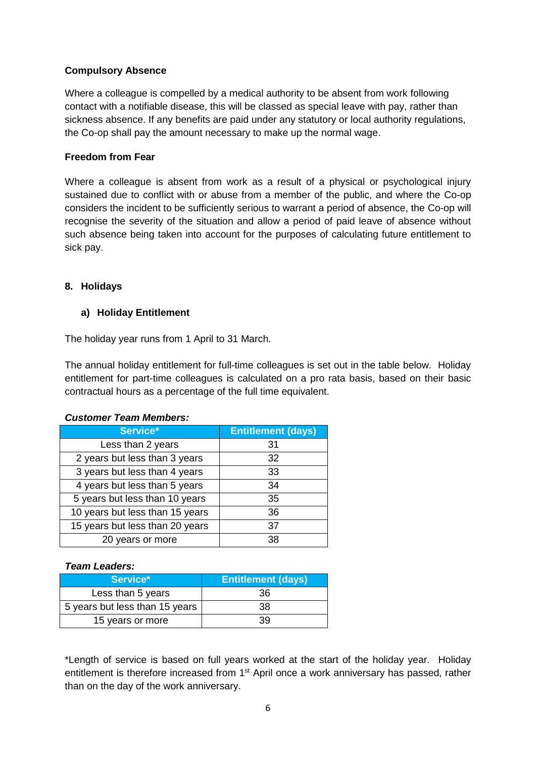**Compulsory Absence**

Where a colleague is compelled by a medical authority to be absent from work following contact with a notifiable disease, this will be classed as special leave with pay, rather than sickness absence. If any benefits are paid under any statutory or local authority regulations, the Co-op shall pay the amount necessary to make up the normal wage.

**Freedom from Fear**

Where a colleague is absent from work as a result of a physical or psychological injury sustained due to conflict with or abuse from a member of the public, and where the Co-op considers the incident to be sufficiently serious to warrant a period of absence, the Co-op will recognise the severity of the situation and allow a period of paid leave of absence without such absence being taken into account for the purposes of calculating future entitlement to sick pay.

## 8. Holidays

### a) Holiday Entitlement

The holiday year runs from 1 April to 31 March.

The annual holiday entitlement for full-time colleagues is set out in the table below. Holiday entitlement for part-time colleagues is calculated on a pro rata basis, based on their basic contractual hours as a percentage of the full time equivalent.

***Customer Team Members:***

| Service* | Entitlement (days) |
|---|---|
| Less than 2 years | 31 |
| 2 years but less than 3 years | 32 |
| 3 years but less than 4 years | 33 |
| 4 years but less than 5 years | 34 |
| 5 years but less than 10 years | 35 |
| 10 years but less than 15 years | 36 |
| 15 years but less than 20 years | 37 |
| 20 years or more | 38 |

***Team Leaders:***

| Service* | Entitlement (days) |
|---|---|
| Less than 5 years | 36 |
| 5 years but less than 15 years | 38 |
| 15 years or more | 39 |

*Length of service is based on full years worked at the start of the holiday year. Holiday entitlement is therefore increased from 1st April once a work anniversary has passed, rather than on the day of the work anniversary.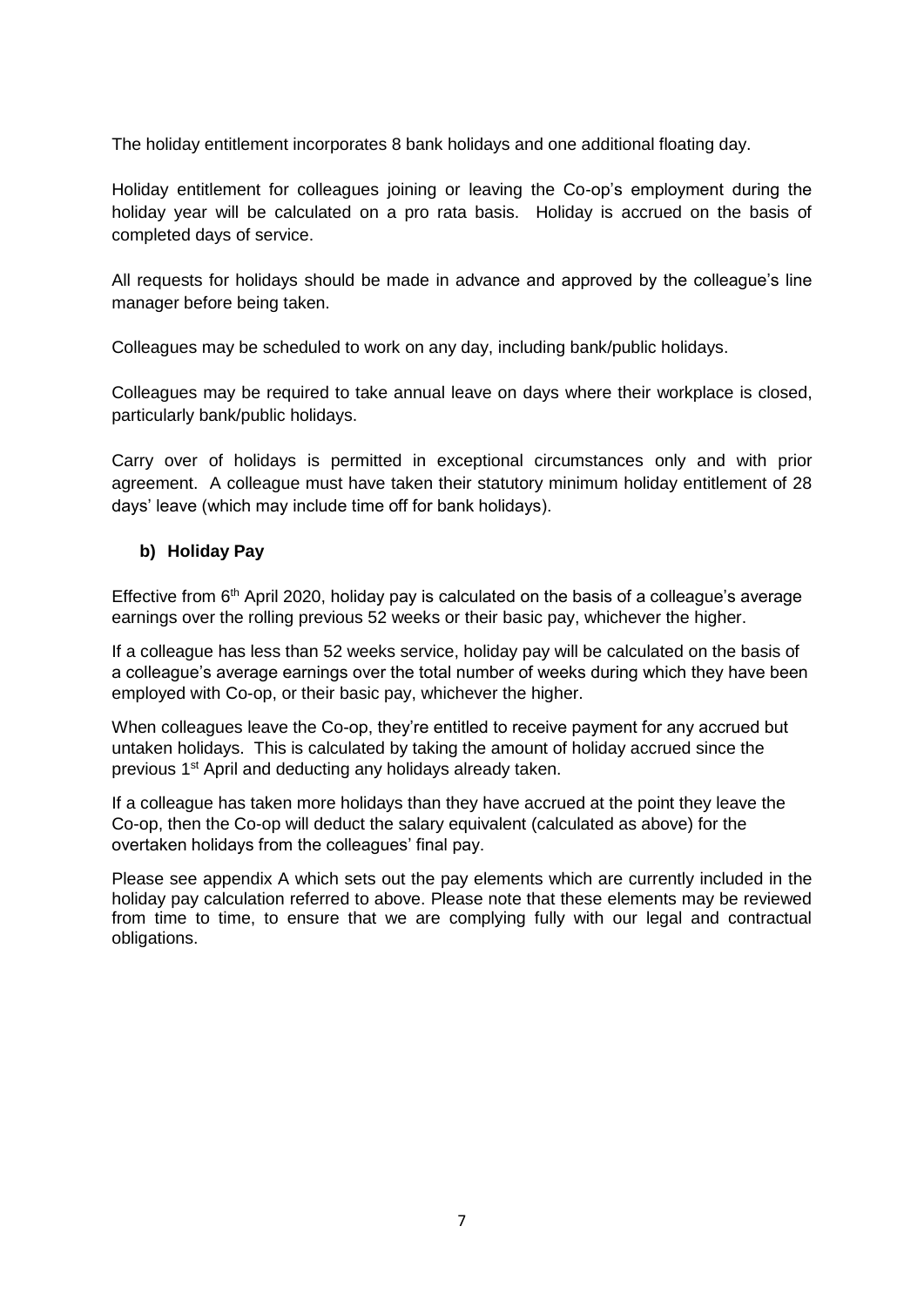The holiday entitlement incorporates 8 bank holidays and one additional floating day.

Holiday entitlement for colleagues joining or leaving the Co-op's employment during the holiday year will be calculated on a pro rata basis. Holiday is accrued on the basis of completed days of service.

All requests for holidays should be made in advance and approved by the colleague's line manager before being taken.

Colleagues may be scheduled to work on any day, including bank/public holidays.

Colleagues may be required to take annual leave on days where their workplace is closed, particularly bank/public holidays.

Carry over of holidays is permitted in exceptional circumstances only and with prior agreement. A colleague must have taken their statutory minimum holiday entitlement of 28 days' leave (which may include time off for bank holidays).

### b) Holiday Pay

Effective from 6th April 2020, holiday pay is calculated on the basis of a colleague's average earnings over the rolling previous 52 weeks or their basic pay, whichever the higher.

If a colleague has less than 52 weeks service, holiday pay will be calculated on the basis of a colleague's average earnings over the total number of weeks during which they have been employed with Co-op, or their basic pay, whichever the higher.

When colleagues leave the Co-op, they're entitled to receive payment for any accrued but untaken holidays. This is calculated by taking the amount of holiday accrued since the previous 1st April and deducting any holidays already taken.

If a colleague has taken more holidays than they have accrued at the point they leave the Co-op, then the Co-op will deduct the salary equivalent (calculated as above) for the overtaken holidays from the colleagues' final pay.

Please see appendix A which sets out the pay elements which are currently included in the holiday pay calculation referred to above. Please note that these elements may be reviewed from time to time, to ensure that we are complying fully with our legal and contractual obligations.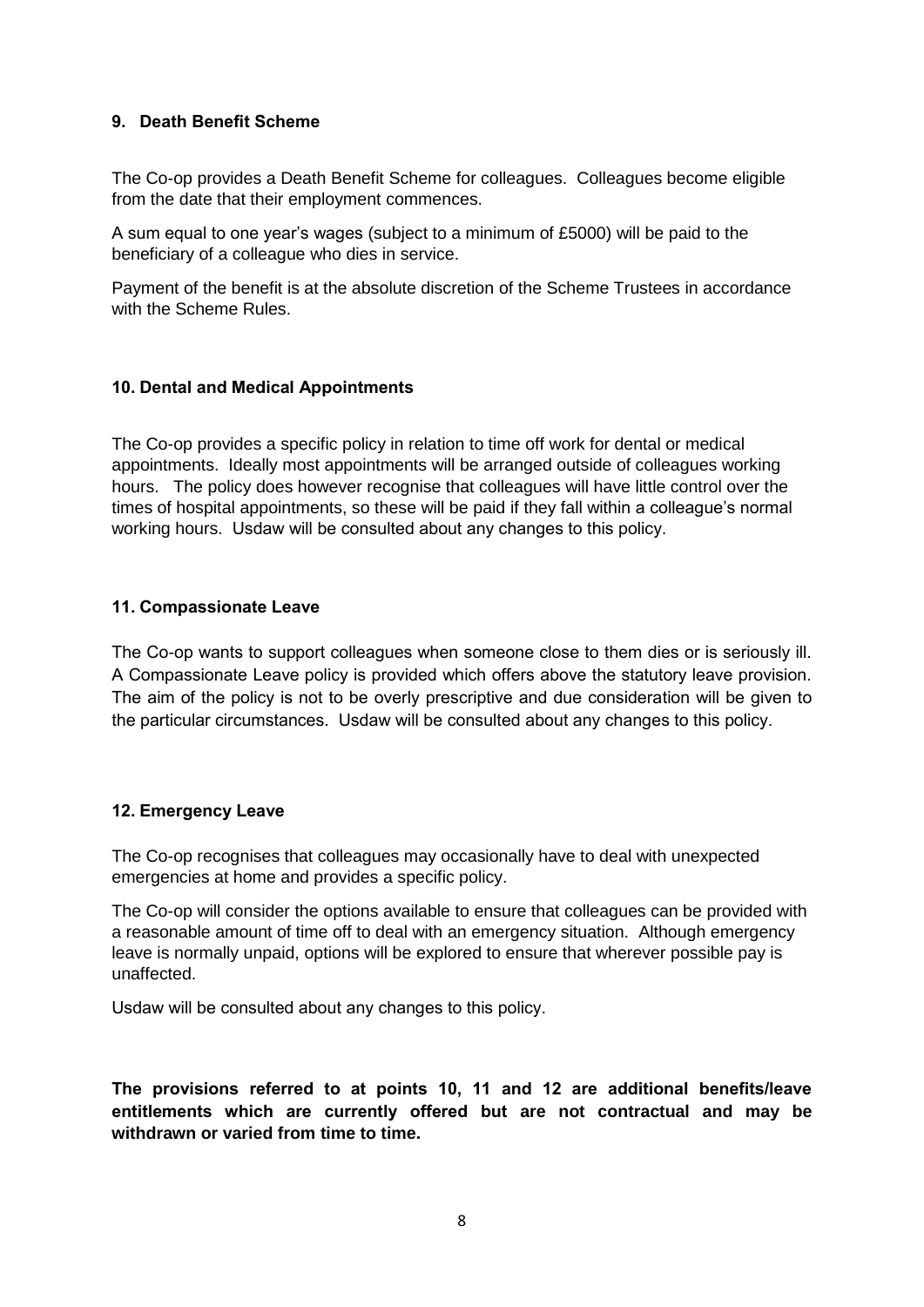## 9. Death Benefit Scheme

The Co-op provides a Death Benefit Scheme for colleagues. Colleagues become eligible from the date that their employment commences.

A sum equal to one year's wages (subject to a minimum of £5000) will be paid to the beneficiary of a colleague who dies in service.

Payment of the benefit is at the absolute discretion of the Scheme Trustees in accordance with the Scheme Rules.

## 10. Dental and Medical Appointments

The Co-op provides a specific policy in relation to time off work for dental or medical appointments. Ideally most appointments will be arranged outside of colleagues working hours. The policy does however recognise that colleagues will have little control over the times of hospital appointments, so these will be paid if they fall within a colleague's normal working hours. Usdaw will be consulted about any changes to this policy.

## 11. Compassionate Leave

The Co-op wants to support colleagues when someone close to them dies or is seriously ill. A Compassionate Leave policy is provided which offers above the statutory leave provision. The aim of the policy is not to be overly prescriptive and due consideration will be given to the particular circumstances. Usdaw will be consulted about any changes to this policy.

## 12. Emergency Leave

The Co-op recognises that colleagues may occasionally have to deal with unexpected emergencies at home and provides a specific policy.

The Co-op will consider the options available to ensure that colleagues can be provided with a reasonable amount of time off to deal with an emergency situation. Although emergency leave is normally unpaid, options will be explored to ensure that wherever possible pay is unaffected.

Usdaw will be consulted about any changes to this policy.

**The provisions referred to at points 10, 11 and 12 are additional benefits/leave entitlements which are currently offered but are not contractual and may be withdrawn or varied from time to time.**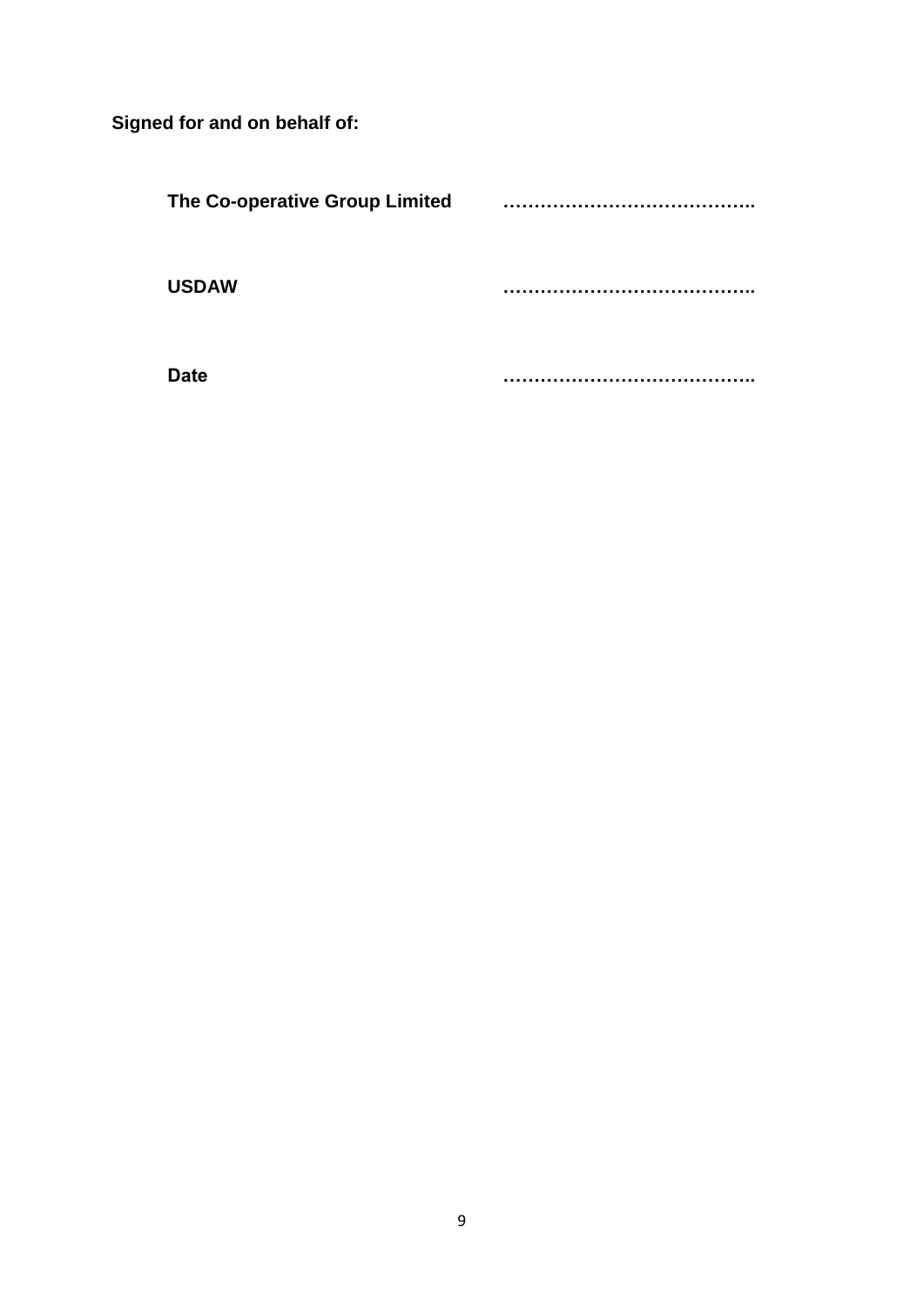**Signed for and on behalf of:**

**The Co-operative Group Limited** ……………………………………..

**USDAW** ……………………………………..

**Date** ……………………………………..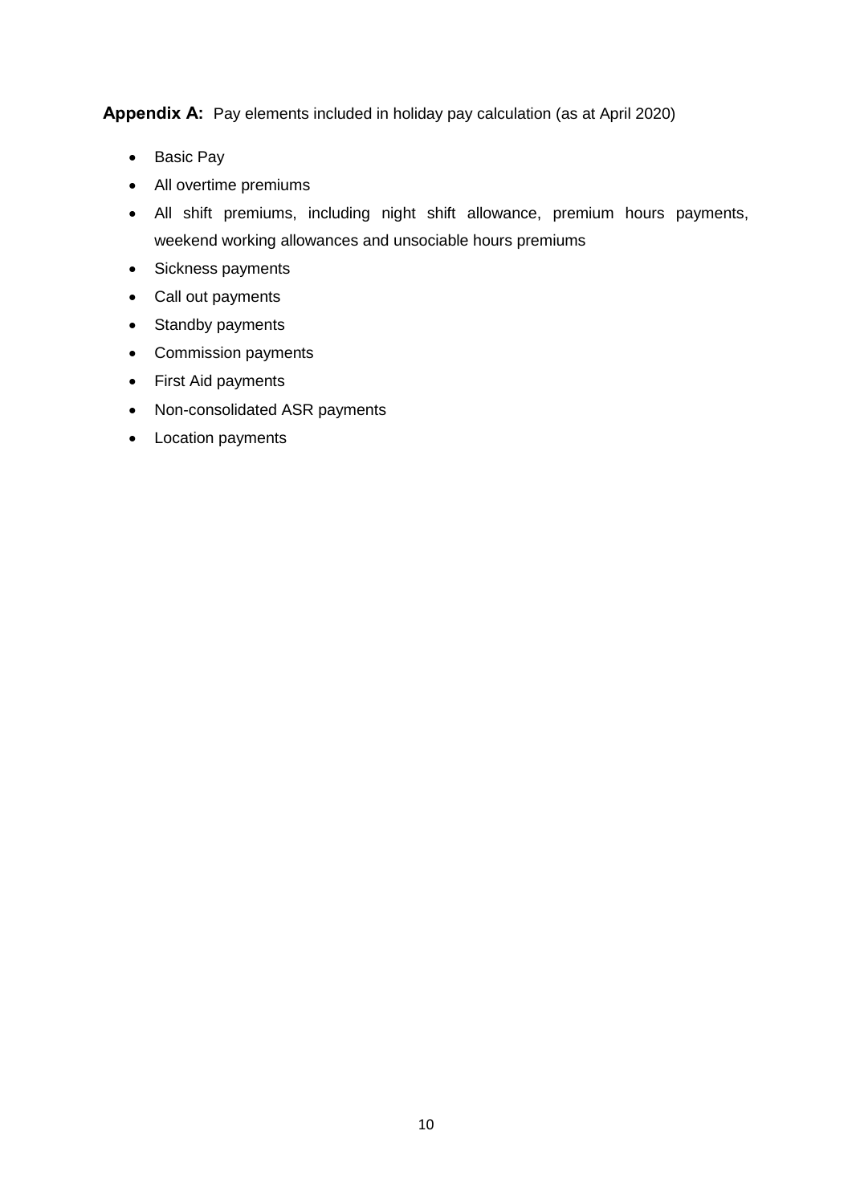**Appendix A:** Pay elements included in holiday pay calculation (as at April 2020)

- Basic Pay
- All overtime premiums
- All shift premiums, including night shift allowance, premium hours payments, weekend working allowances and unsociable hours premiums
- Sickness payments
- Call out payments
- Standby payments
- Commission payments
- First Aid payments
- Non-consolidated ASR payments
- Location payments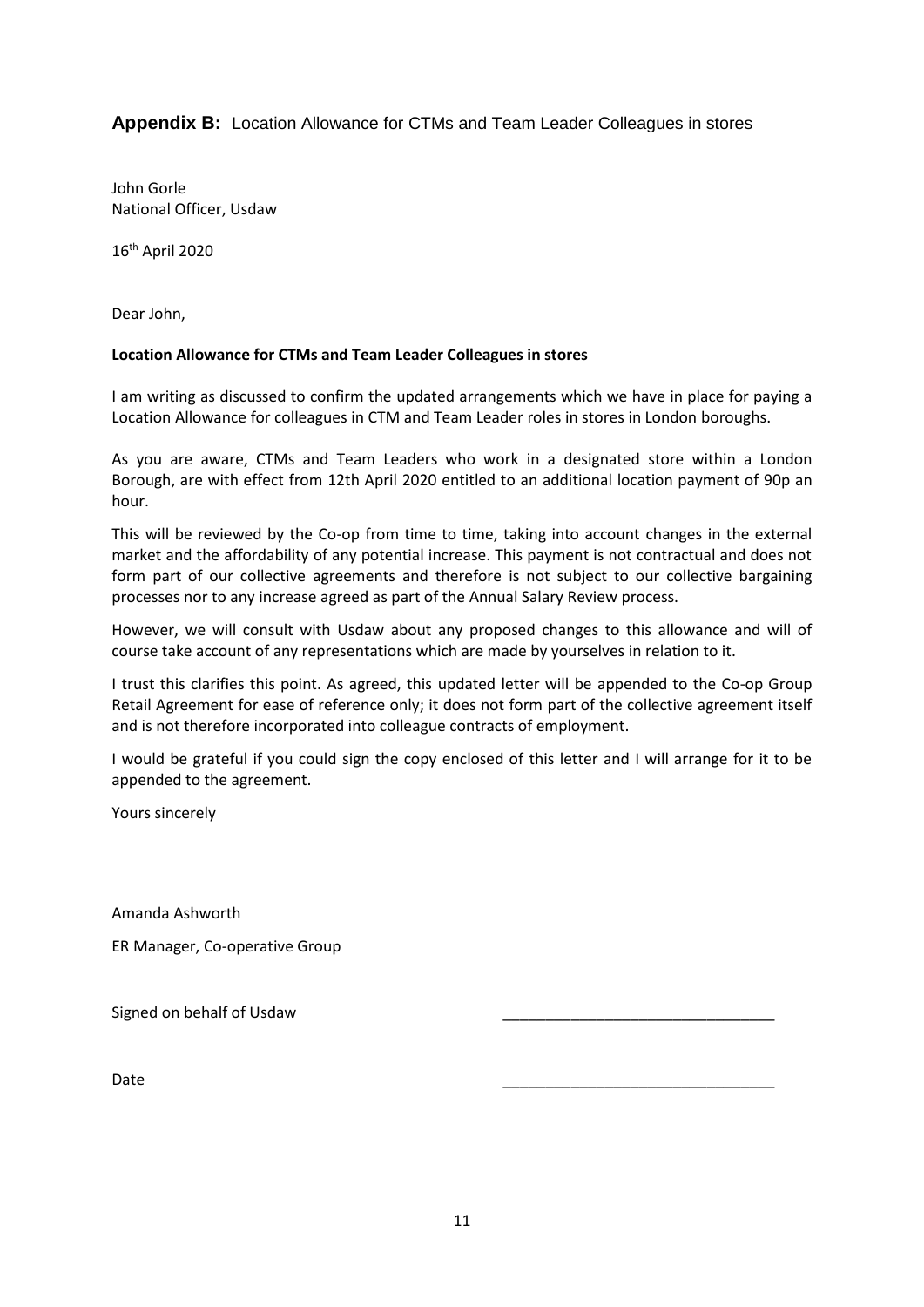## **Appendix B:** Location Allowance for CTMs and Team Leader Colleagues in stores

John Gorle
National Officer, Usdaw

16th April 2020

Dear John,

**Location Allowance for CTMs and Team Leader Colleagues in stores**

I am writing as discussed to confirm the updated arrangements which we have in place for paying a Location Allowance for colleagues in CTM and Team Leader roles in stores in London boroughs.

As you are aware, CTMs and Team Leaders who work in a designated store within a London Borough, are with effect from 12th April 2020 entitled to an additional location payment of 90p an hour.

This will be reviewed by the Co-op from time to time, taking into account changes in the external market and the affordability of any potential increase. This payment is not contractual and does not form part of our collective agreements and therefore is not subject to our collective bargaining processes nor to any increase agreed as part of the Annual Salary Review process.

However, we will consult with Usdaw about any proposed changes to this allowance and will of course take account of any representations which are made by yourselves in relation to it.

I trust this clarifies this point. As agreed, this updated letter will be appended to the Co-op Group Retail Agreement for ease of reference only; it does not form part of the collective agreement itself and is not therefore incorporated into colleague contracts of employment.

I would be grateful if you could sign the copy enclosed of this letter and I will arrange for it to be appended to the agreement.

Yours sincerely

Amanda Ashworth

ER Manager, Co-operative Group

Signed on behalf of Usdaw ________________________________

Date ________________________________